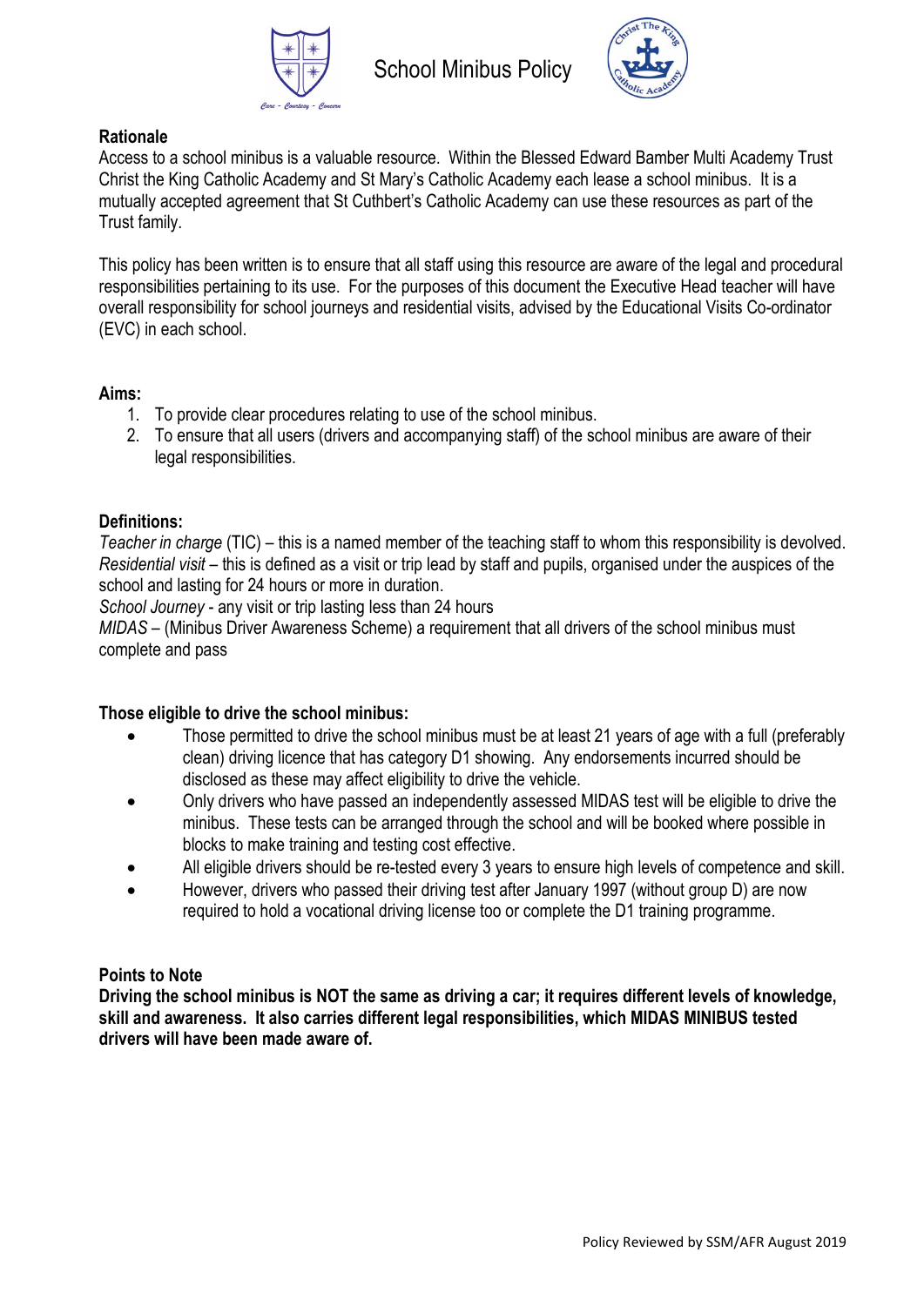# School Minibus Policy

**Rationale**

Access to a school minibus is a valuable resource. Within the Blessed Edward Bamber Multi Academy Trust Christ the King Catholic Academy and St Mary's Catholic Academy each lease a school minibus. It is a mutually accepted agreement that St Cuthbert's Catholic Academy can use these resources as part of the Trust family.

This policy has been written is to ensure that all staff using this resource are aware of the legal and procedural responsibilities pertaining to its use. For the purposes of this document the Executive Head teacher will have overall responsibility for school journeys and residential visits, advised by the Educational Visits Co-ordinator (EVC) in each school.

**Aims:**

1. To provide clear procedures relating to use of the school minibus.
2. To ensure that all users (drivers and accompanying staff) of the school minibus are aware of their legal responsibilities.

**Definitions:**

*Teacher in charge* (TIC) – this is a named member of the teaching staff to whom this responsibility is devolved.
*Residential visit* – this is defined as a visit or trip lead by staff and pupils, organised under the auspices of the school and lasting for 24 hours or more in duration.
*School Journey* - any visit or trip lasting less than 24 hours
*MIDAS* – (Minibus Driver Awareness Scheme) a requirement that all drivers of the school minibus must complete and pass

**Those eligible to drive the school minibus:**

- Those permitted to drive the school minibus must be at least 21 years of age with a full (preferably clean) driving licence that has category D1 showing. Any endorsements incurred should be disclosed as these may affect eligibility to drive the vehicle.
- Only drivers who have passed an independently assessed MIDAS test will be eligible to drive the minibus. These tests can be arranged through the school and will be booked where possible in blocks to make training and testing cost effective.
- All eligible drivers should be re-tested every 3 years to ensure high levels of competence and skill.
- However, drivers who passed their driving test after January 1997 (without group D) are now required to hold a vocational driving license too or complete the D1 training programme.

**Points to Note**

**Driving the school minibus is NOT the same as driving a car; it requires different levels of knowledge, skill and awareness. It also carries different legal responsibilities, which MIDAS MINIBUS tested drivers will have been made aware of.**

Policy Reviewed by SSM/AFR August 2019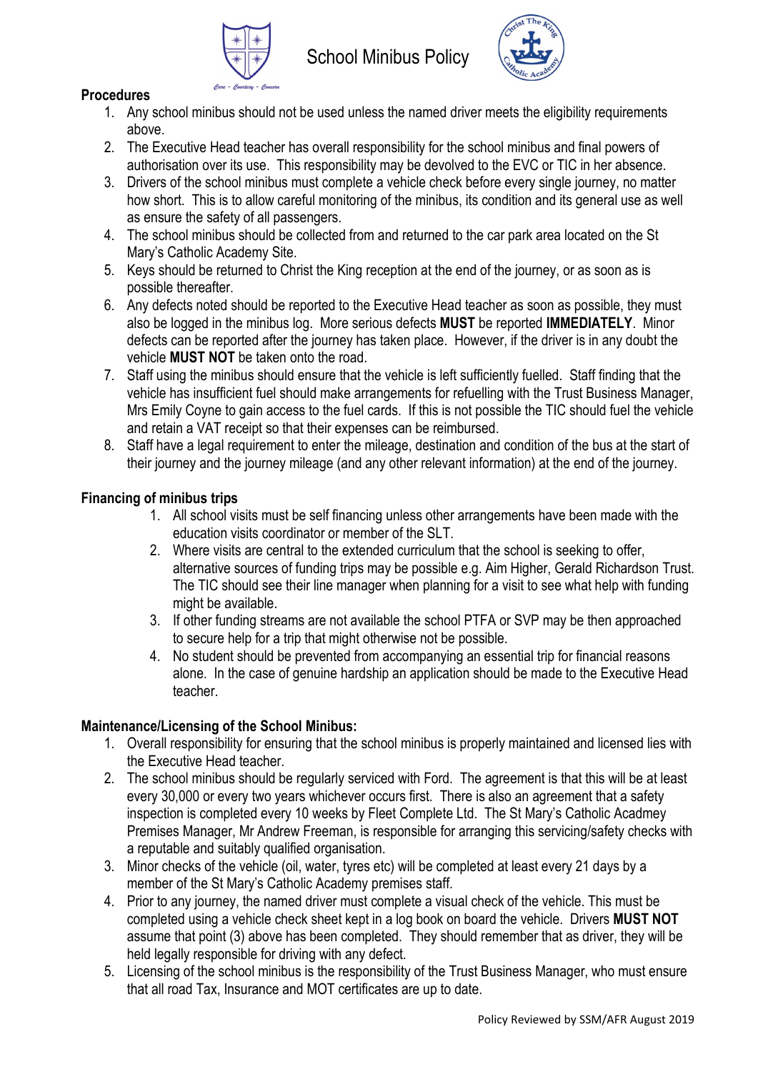**Procedures**

1. Any school minibus should not be used unless the named driver meets the eligibility requirements above.
2. The Executive Head teacher has overall responsibility for the school minibus and final powers of authorisation over its use. This responsibility may be devolved to the EVC or TIC in her absence.
3. Drivers of the school minibus must complete a vehicle check before every single journey, no matter how short. This is to allow careful monitoring of the minibus, its condition and its general use as well as ensure the safety of all passengers.
4. The school minibus should be collected from and returned to the car park area located on the St Mary's Catholic Academy Site.
5. Keys should be returned to Christ the King reception at the end of the journey, or as soon as is possible thereafter.
6. Any defects noted should be reported to the Executive Head teacher as soon as possible, they must also be logged in the minibus log. More serious defects **MUST** be reported **IMMEDIATELY**. Minor defects can be reported after the journey has taken place. However, if the driver is in any doubt the vehicle **MUST NOT** be taken onto the road.
7. Staff using the minibus should ensure that the vehicle is left sufficiently fuelled. Staff finding that the vehicle has insufficient fuel should make arrangements for refuelling with the Trust Business Manager, Mrs Emily Coyne to gain access to the fuel cards. If this is not possible the TIC should fuel the vehicle and retain a VAT receipt so that their expenses can be reimbursed.
8. Staff have a legal requirement to enter the mileage, destination and condition of the bus at the start of their journey and the journey mileage (and any other relevant information) at the end of the journey.

**Financing of minibus trips**

1. All school visits must be self financing unless other arrangements have been made with the education visits coordinator or member of the SLT.
2. Where visits are central to the extended curriculum that the school is seeking to offer, alternative sources of funding trips may be possible e.g. Aim Higher, Gerald Richardson Trust. The TIC should see their line manager when planning for a visit to see what help with funding might be available.
3. If other funding streams are not available the school PTFA or SVP may be then approached to secure help for a trip that might otherwise not be possible.
4. No student should be prevented from accompanying an essential trip for financial reasons alone. In the case of genuine hardship an application should be made to the Executive Head teacher.

**Maintenance/Licensing of the School Minibus:**

1. Overall responsibility for ensuring that the school minibus is properly maintained and licensed lies with the Executive Head teacher.
2. The school minibus should be regularly serviced with Ford. The agreement is that this will be at least every 30,000 or every two years whichever occurs first. There is also an agreement that a safety inspection is completed every 10 weeks by Fleet Complete Ltd. The St Mary's Catholic Acadmey Premises Manager, Mr Andrew Freeman, is responsible for arranging this servicing/safety checks with a reputable and suitably qualified organisation.
3. Minor checks of the vehicle (oil, water, tyres etc) will be completed at least every 21 days by a member of the St Mary's Catholic Academy premises staff.
4. Prior to any journey, the named driver must complete a visual check of the vehicle. This must be completed using a vehicle check sheet kept in a log book on board the vehicle. Drivers **MUST NOT** assume that point (3) above has been completed. They should remember that as driver, they will be held legally responsible for driving with any defect.
5. Licensing of the school minibus is the responsibility of the Trust Business Manager, who must ensure that all road Tax, Insurance and MOT certificates are up to date.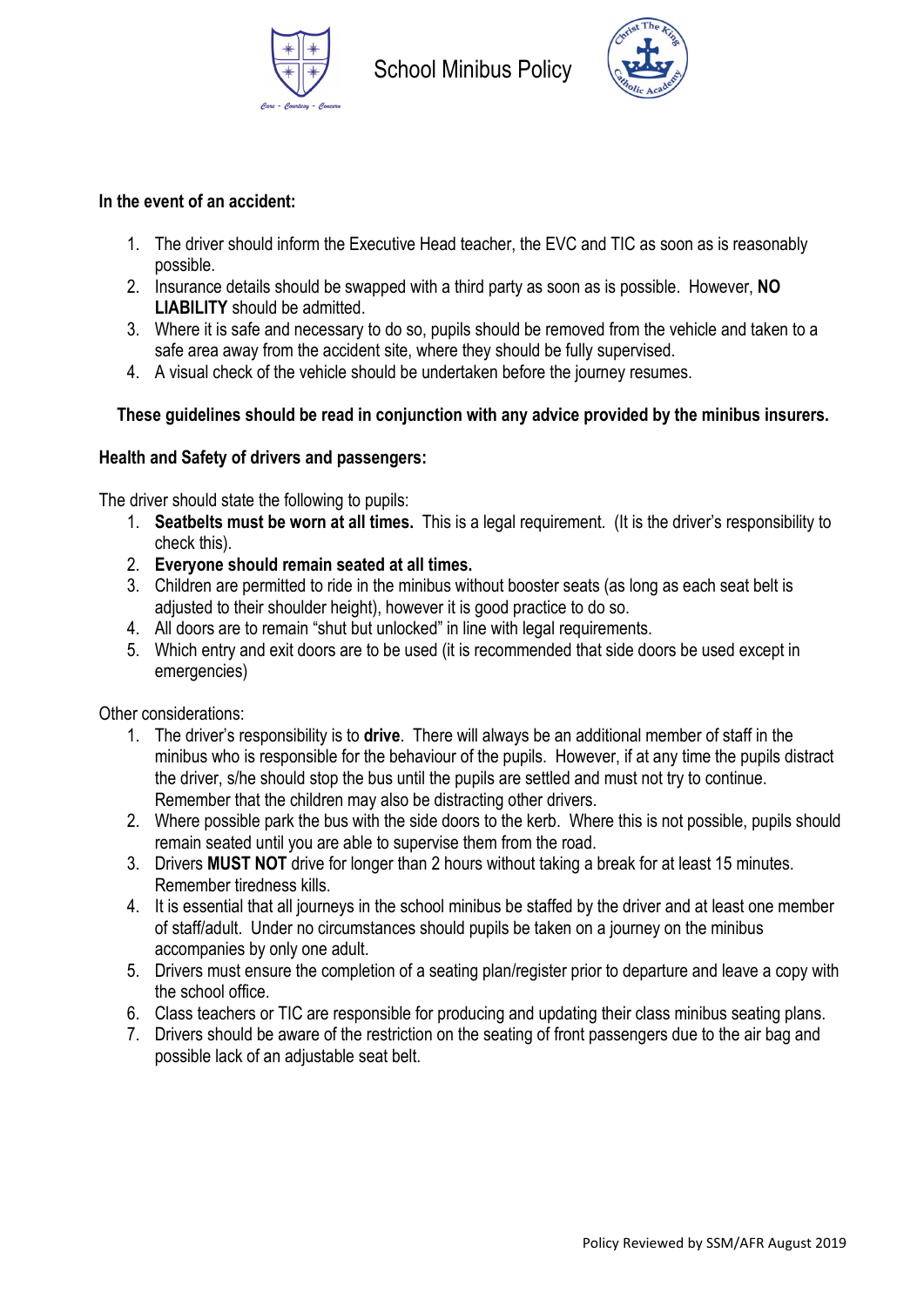**In the event of an accident:**

1. The driver should inform the Executive Head teacher, the EVC and TIC as soon as is reasonably possible.
2. Insurance details should be swapped with a third party as soon as is possible. However, **NO LIABILITY** should be admitted.
3. Where it is safe and necessary to do so, pupils should be removed from the vehicle and taken to a safe area away from the accident site, where they should be fully supervised.
4. A visual check of the vehicle should be undertaken before the journey resumes.

**These guidelines should be read in conjunction with any advice provided by the minibus insurers.**

**Health and Safety of drivers and passengers:**

The driver should state the following to pupils:

1. **Seatbelts must be worn at all times.** This is a legal requirement. (It is the driver's responsibility to check this).
2. **Everyone should remain seated at all times.**
3. Children are permitted to ride in the minibus without booster seats (as long as each seat belt is adjusted to their shoulder height), however it is good practice to do so.
4. All doors are to remain "shut but unlocked" in line with legal requirements.
5. Which entry and exit doors are to be used (it is recommended that side doors be used except in emergencies)

Other considerations:

1. The driver's responsibility is to **drive**. There will always be an additional member of staff in the minibus who is responsible for the behaviour of the pupils. However, if at any time the pupils distract the driver, s/he should stop the bus until the pupils are settled and must not try to continue. Remember that the children may also be distracting other drivers.
2. Where possible park the bus with the side doors to the kerb. Where this is not possible, pupils should remain seated until you are able to supervise them from the road.
3. Drivers **MUST NOT** drive for longer than 2 hours without taking a break for at least 15 minutes. Remember tiredness kills.
4. It is essential that all journeys in the school minibus be staffed by the driver and at least one member of staff/adult. Under no circumstances should pupils be taken on a journey on the minibus accompanies by only one adult.
5. Drivers must ensure the completion of a seating plan/register prior to departure and leave a copy with the school office.
6. Class teachers or TIC are responsible for producing and updating their class minibus seating plans.
7. Drivers should be aware of the restriction on the seating of front passengers due to the air bag and possible lack of an adjustable seat belt.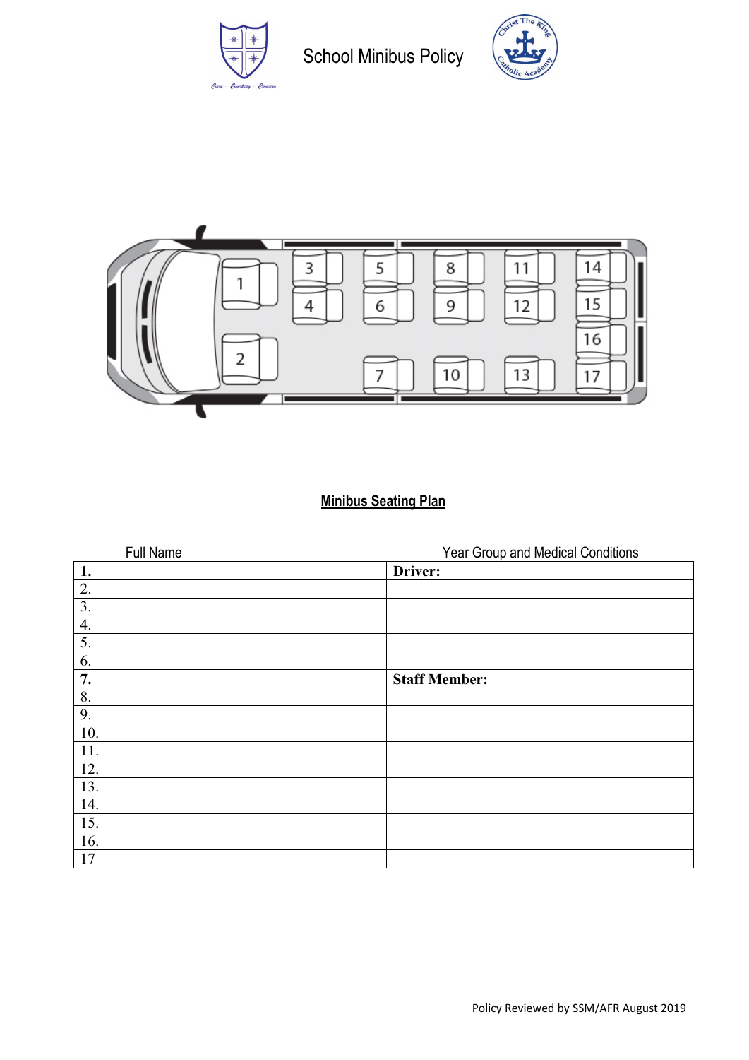School Minibus Policy

**Minibus Seating Plan**

| Full Name | Year Group and Medical Conditions |
|---|---|
| **1.** | **Driver:** |
| 2. | |
| 3. | |
| 4. | |
| 5. | |
| 6. | |
| **7.** | **Staff Member:** |
| 8. | |
| 9. | |
| 10. | |
| 11. | |
| 12. | |
| 13. | |
| 14. | |
| 15. | |
| 16. | |
| 17 | |

Policy Reviewed by SSM/AFR August 2019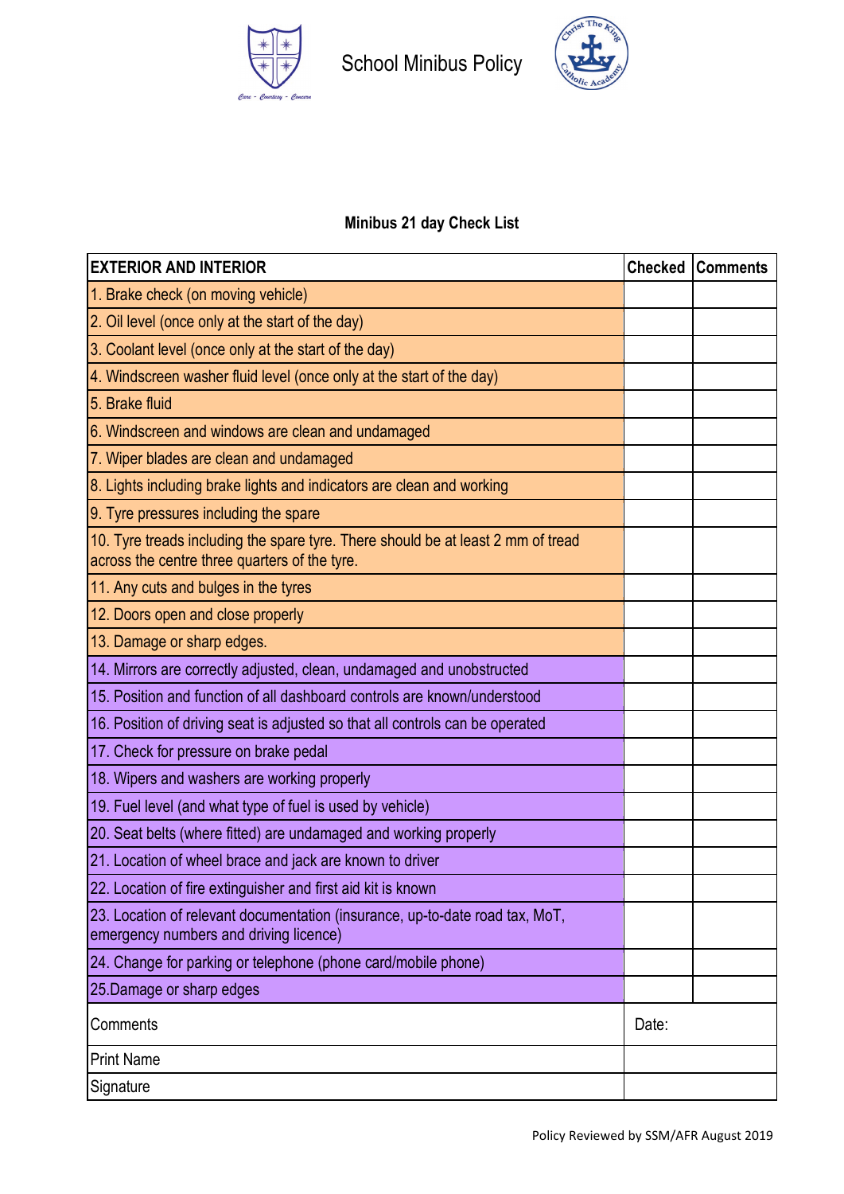School Minibus Policy

## Minibus 21 day Check List

| EXTERIOR AND INTERIOR | Checked | Comments |
|---|---|---|
| 1. Brake check (on moving vehicle) | | |
| 2. Oil level (once only at the start of the day) | | |
| 3. Coolant level (once only at the start of the day) | | |
| 4. Windscreen washer fluid level (once only at the start of the day) | | |
| 5. Brake fluid | | |
| 6. Windscreen and windows are clean and undamaged | | |
| 7. Wiper blades are clean and undamaged | | |
| 8. Lights including brake lights and indicators are clean and working | | |
| 9. Tyre pressures including the spare | | |
| 10. Tyre treads including the spare tyre. There should be at least 2 mm of tread across the centre three quarters of the tyre. | | |
| 11. Any cuts and bulges in the tyres | | |
| 12. Doors open and close properly | | |
| 13. Damage or sharp edges. | | |
| 14. Mirrors are correctly adjusted, clean, undamaged and unobstructed | | |
| 15. Position and function of all dashboard controls are known/understood | | |
| 16. Position of driving seat is adjusted so that all controls can be operated | | |
| 17. Check for pressure on brake pedal | | |
| 18. Wipers and washers are working properly | | |
| 19. Fuel level (and what type of fuel is used by vehicle) | | |
| 20. Seat belts (where fitted) are undamaged and working properly | | |
| 21. Location of wheel brace and jack are known to driver | | |
| 22. Location of fire extinguisher and first aid kit is known | | |
| 23. Location of relevant documentation (insurance, up-to-date road tax, MoT, emergency numbers and driving licence) | | |
| 24. Change for parking or telephone (phone card/mobile phone) | | |
| 25.Damage or sharp edges | | |
| Comments | Date: | |
| Print Name | | |
| Signature | | |

Policy Reviewed by SSM/AFR August 2019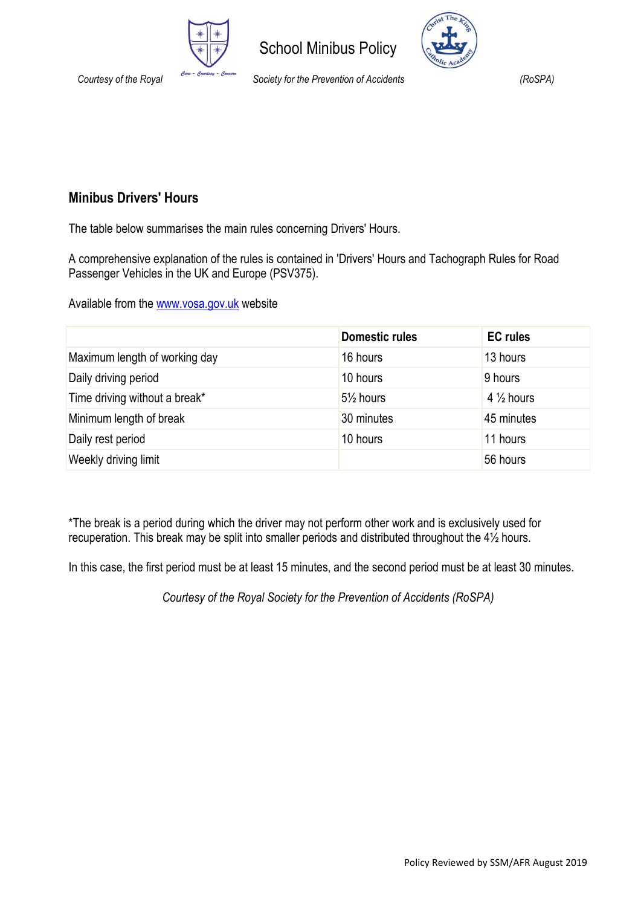## Minibus Drivers' Hours

The table below summarises the main rules concerning Drivers' Hours.

A comprehensive explanation of the rules is contained in 'Drivers' Hours and Tachograph Rules for Road Passenger Vehicles in the UK and Europe (PSV375).

Available from the www.vosa.gov.uk website

| | Domestic rules | EC rules |
|---|---|---|
| Maximum length of working day | 16 hours | 13 hours |
| Daily driving period | 10 hours | 9 hours |
| Time driving without a break* | 5½ hours | 4 ½ hours |
| Minimum length of break | 30 minutes | 45 minutes |
| Daily rest period | 10 hours | 11 hours |
| Weekly driving limit | | 56 hours |

*The break is a period during which the driver may not perform other work and is exclusively used for recuperation. This break may be split into smaller periods and distributed throughout the 4½ hours.

In this case, the first period must be at least 15 minutes, and the second period must be at least 30 minutes.

*Courtesy of the Royal Society for the Prevention of Accidents (RoSPA)*